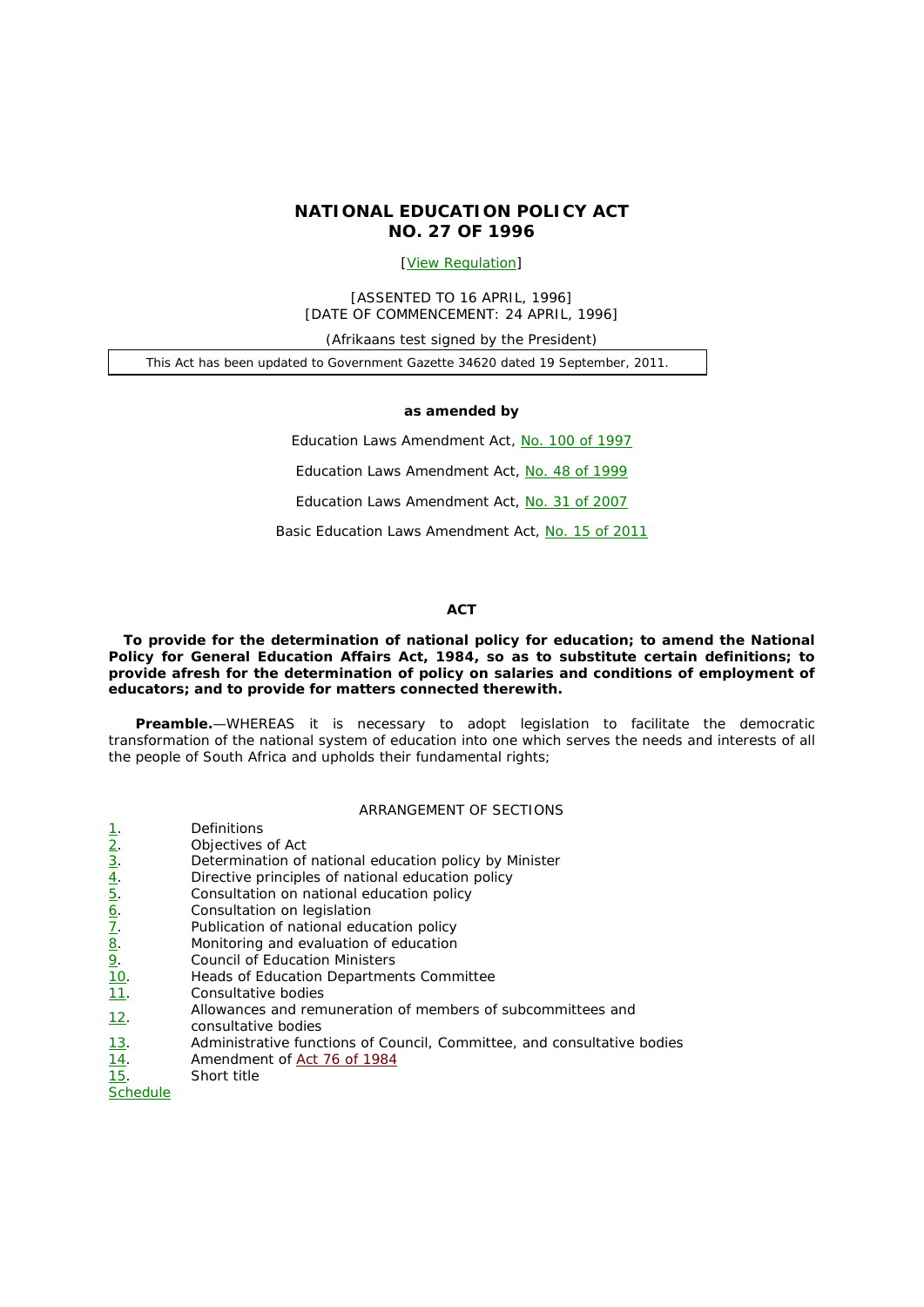# NATIONAL EDUCATION POLICY ACT
# NO. 27 OF 1996

[View Regulation]

[ASSENTED TO 16 APRIL, 1996]
[DATE OF COMMENCEMENT: 24 APRIL, 1996]

(Afrikaans test signed by the President)

This Act has been updated to Government Gazette 34620 dated 19 September, 2011.

**as amended by**

Education Laws Amendment Act, No. 100 of 1997

Education Laws Amendment Act, No. 48 of 1999

Education Laws Amendment Act, No. 31 of 2007

Basic Education Laws Amendment Act, No. 15 of 2011

## ACT

**To provide for the determination of national policy for education; to amend the National Policy for General Education Affairs Act, 1984, so as to substitute certain definitions; to provide afresh for the determination of policy on salaries and conditions of employment of educators; and to provide for matters connected therewith.**

**Preamble.**—WHEREAS it is necessary to adopt legislation to facilitate the democratic transformation of the national system of education into one which serves the needs and interests of all the people of South Africa and upholds their fundamental rights;

ARRANGEMENT OF SECTIONS

1. Definitions
2. Objectives of Act
3. Determination of national education policy by Minister
4. Directive principles of national education policy
5. Consultation on national education policy
6. Consultation on legislation
7. Publication of national education policy
8. Monitoring and evaluation of education
9. Council of Education Ministers
10. Heads of Education Departments Committee
11. Consultative bodies
12. Allowances and remuneration of members of subcommittees and consultative bodies
13. Administrative functions of Council, Committee, and consultative bodies
14. Amendment of Act 76 of 1984
15. Short title

Schedule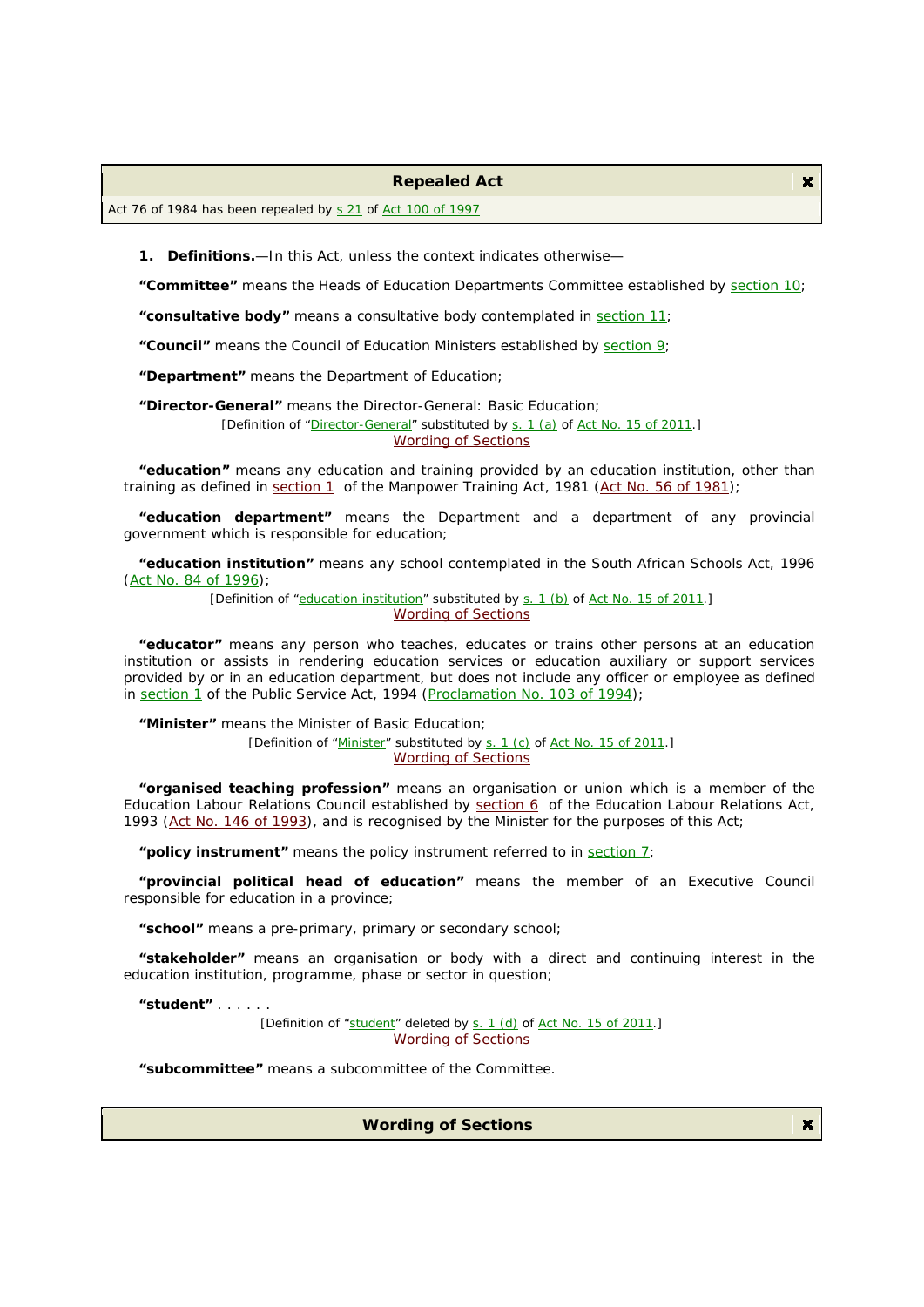**Repealed Act**

Act 76 of 1984 has been repealed by s 21 of Act 100 of 1997

**1. Definitions.**—In this Act, unless the context indicates otherwise—

**"Committee"** means the Heads of Education Departments Committee established by section 10;

**"consultative body"** means a consultative body contemplated in section 11;

**"Council"** means the Council of Education Ministers established by section 9;

**"Department"** means the Department of Education;

**"Director-General"** means the Director-General: Basic Education;

[Definition of "Director-General" substituted by s. 1 (a) of Act No. 15 of 2011.]

Wording of Sections

**"education"** means any education and training provided by an education institution, other than training as defined in section 1 of the Manpower Training Act, 1981 (Act No. 56 of 1981);

**"education department"** means the Department and a department of any provincial government which is responsible for education;

**"education institution"** means any school contemplated in the South African Schools Act, 1996 (Act No. 84 of 1996);

[Definition of "education institution" substituted by s. 1 (b) of Act No. 15 of 2011.]

Wording of Sections

**"educator"** means any person who teaches, educates or trains other persons at an education institution or assists in rendering education services or education auxiliary or support services provided by or in an education department, but does not include any officer or employee as defined in section 1 of the Public Service Act, 1994 (Proclamation No. 103 of 1994);

**"Minister"** means the Minister of Basic Education;

[Definition of "Minister" substituted by s. 1 (c) of Act No. 15 of 2011.]

Wording of Sections

**"organised teaching profession"** means an organisation or union which is a member of the Education Labour Relations Council established by section 6 of the Education Labour Relations Act, 1993 (Act No. 146 of 1993), and is recognised by the Minister for the purposes of this Act;

**"policy instrument"** means the policy instrument referred to in section 7;

**"provincial political head of education"** means the member of an Executive Council responsible for education in a province;

**"school"** means a pre-primary, primary or secondary school;

**"stakeholder"** means an organisation or body with a direct and continuing interest in the education institution, programme, phase or sector in question;

**"student"** . . . . . .

[Definition of "student" deleted by s. 1 (d) of Act No. 15 of 2011.]

Wording of Sections

**"subcommittee"** means a subcommittee of the Committee.

**Wording of Sections**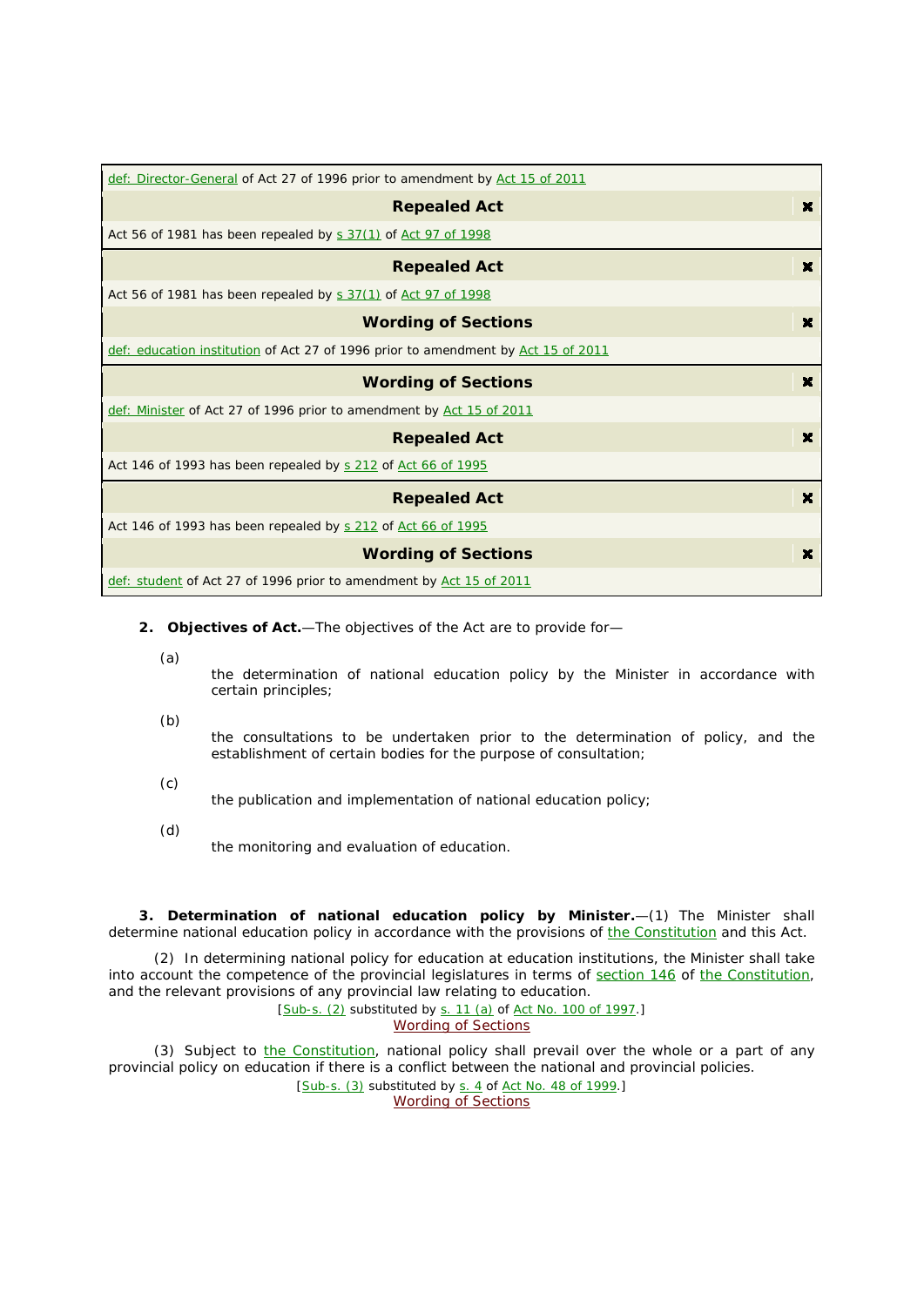def: Director-General of Act 27 of 1996 prior to amendment by Act 15 of 2011

**Repealed Act**

Act 56 of 1981 has been repealed by s 37(1) of Act 97 of 1998

**Repealed Act**

Act 56 of 1981 has been repealed by s 37(1) of Act 97 of 1998

**Wording of Sections**

def: education institution of Act 27 of 1996 prior to amendment by Act 15 of 2011

**Wording of Sections**

def: Minister of Act 27 of 1996 prior to amendment by Act 15 of 2011

**Repealed Act**

Act 146 of 1993 has been repealed by s 212 of Act 66 of 1995

**Repealed Act**

Act 146 of 1993 has been repealed by s 212 of Act 66 of 1995

**Wording of Sections**

def: student of Act 27 of 1996 prior to amendment by Act 15 of 2011

**2. Objectives of Act.**—The objectives of the Act are to provide for—

(a) the determination of national education policy by the Minister in accordance with certain principles;

(b) the consultations to be undertaken prior to the determination of policy, and the establishment of certain bodies for the purpose of consultation;

(c) the publication and implementation of national education policy;

(d) the monitoring and evaluation of education.

**3. Determination of national education policy by Minister.**—(1) The Minister shall determine national education policy in accordance with the provisions of the Constitution and this Act.

(2) In determining national policy for education at education institutions, the Minister shall take into account the competence of the provincial legislatures in terms of section 146 of the Constitution, and the relevant provisions of any provincial law relating to education.

[Sub-s. (2) substituted by s. 11 (a) of Act No. 100 of 1997.]

Wording of Sections

(3) Subject to the Constitution, national policy shall prevail over the whole or a part of any provincial policy on education if there is a conflict between the national and provincial policies.

[Sub-s. (3) substituted by s. 4 of Act No. 48 of 1999.]

Wording of Sections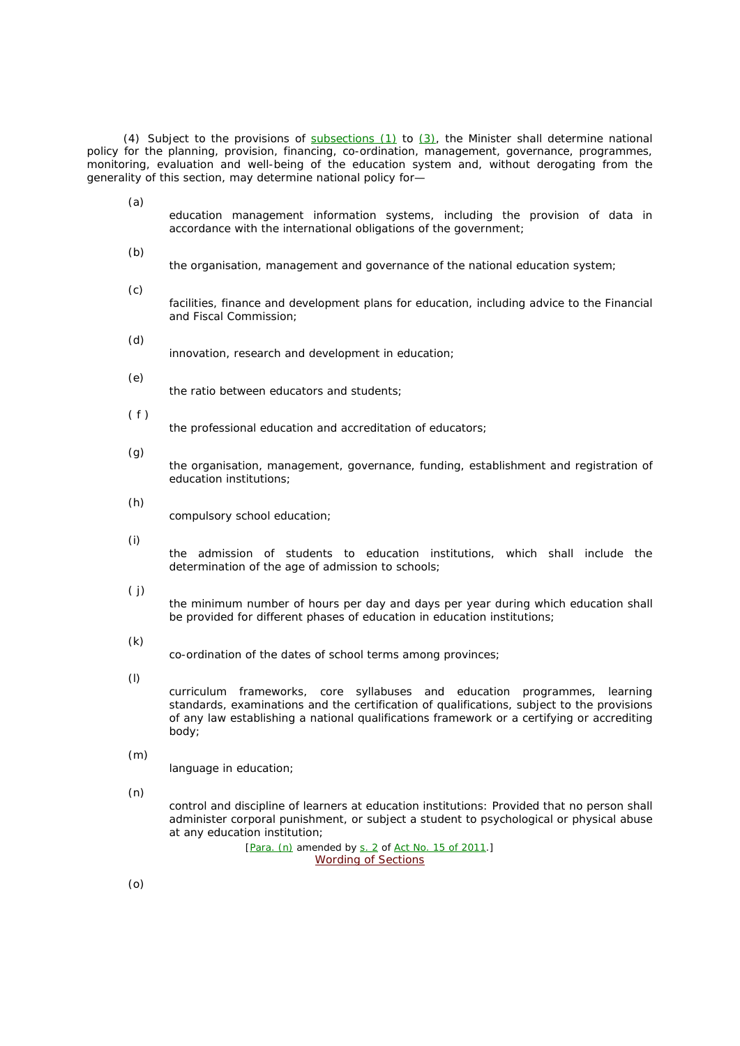(4) Subject to the provisions of subsections (1) to (3), the Minister shall determine national policy for the planning, provision, financing, co-ordination, management, governance, programmes, monitoring, evaluation and well-being of the education system and, without derogating from the generality of this section, may determine national policy for—

(a) education management information systems, including the provision of data in accordance with the international obligations of the government;

(b) the organisation, management and governance of the national education system;

(c) facilities, finance and development plans for education, including advice to the Financial and Fiscal Commission;

(d) innovation, research and development in education;

(e) the ratio between educators and students;

(f) the professional education and accreditation of educators;

(g) the organisation, management, governance, funding, establishment and registration of education institutions;

(h) compulsory school education;

(i) the admission of students to education institutions, which shall include the determination of the age of admission to schools;

(j) the minimum number of hours per day and days per year during which education shall be provided for different phases of education in education institutions;

(k) co-ordination of the dates of school terms among provinces;

(l) curriculum frameworks, core syllabuses and education programmes, learning standards, examinations and the certification of qualifications, subject to the provisions of any law establishing a national qualifications framework or a certifying or accrediting body;

(m) language in education;

(n) control and discipline of learners at education institutions: Provided that no person shall administer corporal punishment, or subject a student to psychological or physical abuse at any education institution;

[Para. (n) amended by s. 2 of Act No. 15 of 2011.]

Wording of Sections

(o)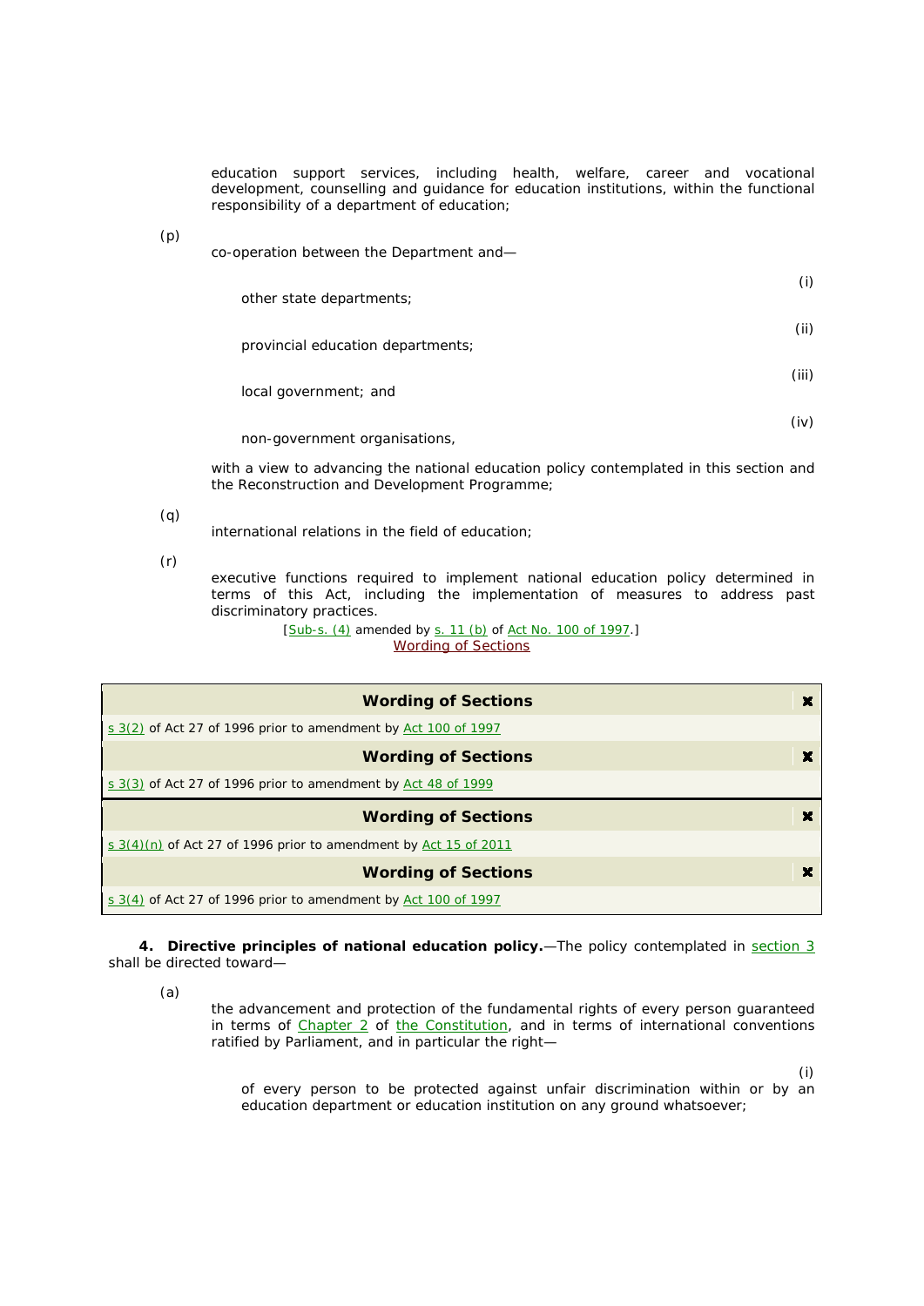education support services, including health, welfare, career and vocational development, counselling and guidance for education institutions, within the functional responsibility of a department of education;

(p) co-operation between the Department and—

(i) other state departments;

(ii) provincial education departments;

(iii) local government; and

(iv) non-government organisations,

with a view to advancing the national education policy contemplated in this section and the Reconstruction and Development Programme;

(q) international relations in the field of education;

(r) executive functions required to implement national education policy determined in terms of this Act, including the implementation of measures to address past discriminatory practices.

[Sub-s. (4) amended by s. 11 (b) of Act No. 100 of 1997.]

Wording of Sections

| Wording of Sections |
|---|
| s 3(2) of Act 27 of 1996 prior to amendment by Act 100 of 1997 |
| **Wording of Sections** |
| s 3(3) of Act 27 of 1996 prior to amendment by Act 48 of 1999 |
| **Wording of Sections** |
| s 3(4)(n) of Act 27 of 1996 prior to amendment by Act 15 of 2011 |
| **Wording of Sections** |
| s 3(4) of Act 27 of 1996 prior to amendment by Act 100 of 1997 |

**4. Directive principles of national education policy.**—The policy contemplated in section 3 shall be directed toward—

(a) the advancement and protection of the fundamental rights of every person guaranteed in terms of Chapter 2 of the Constitution, and in terms of international conventions ratified by Parliament, and in particular the right—

(i) of every person to be protected against unfair discrimination within or by an education department or education institution on any ground whatsoever;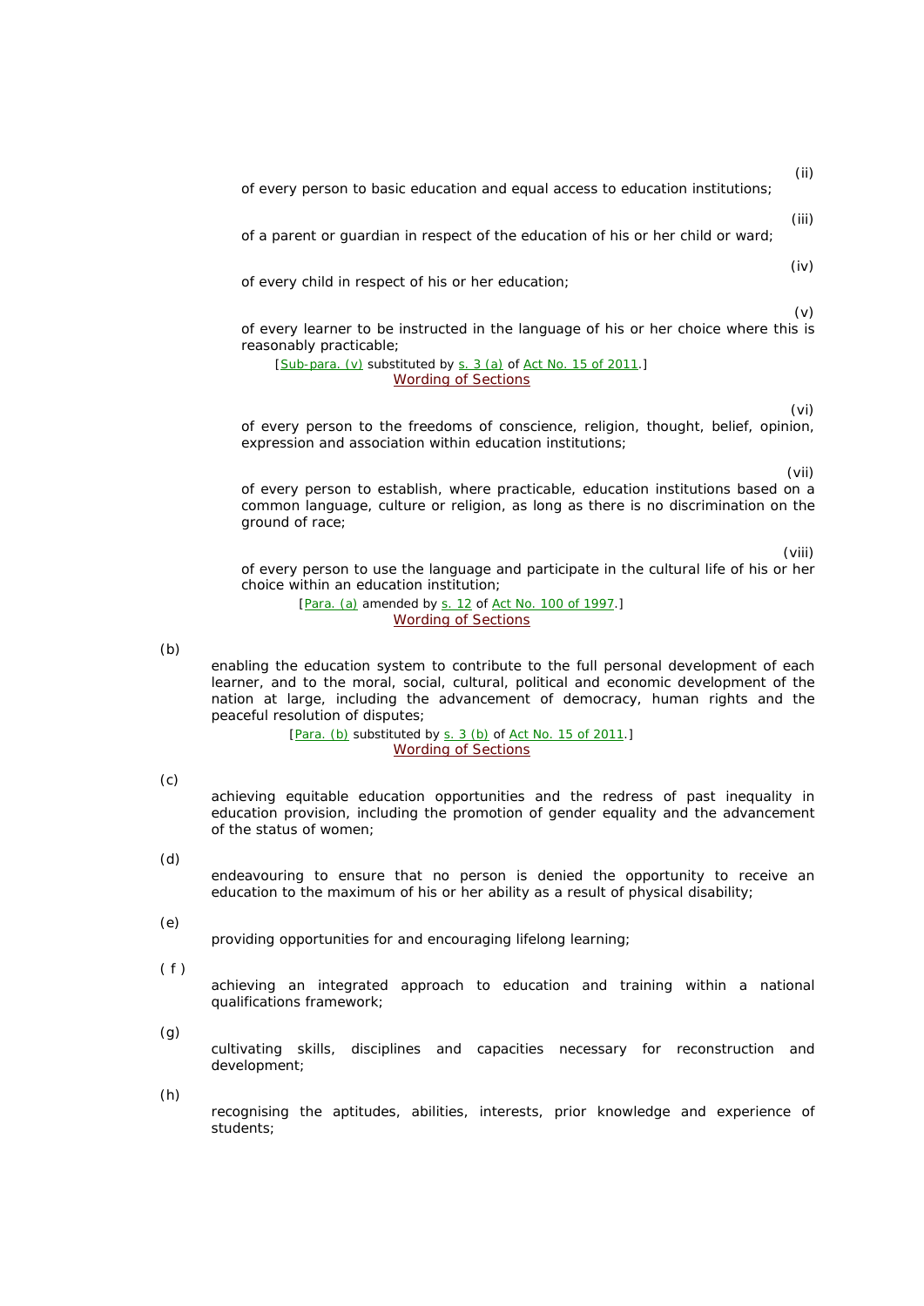(ii) of every person to basic education and equal access to education institutions;

(iii) of a parent or guardian in respect of the education of his or her child or ward;

(iv) of every child in respect of his or her education;

(v) of every learner to be instructed in the language of his or her choice where this is reasonably practicable;

[Sub-para. (v) substituted by s. 3 (a) of Act No. 15 of 2011.]
Wording of Sections

(vi) of every person to the freedoms of conscience, religion, thought, belief, opinion, expression and association within education institutions;

(vii) of every person to establish, where practicable, education institutions based on a common language, culture or religion, as long as there is no discrimination on the ground of race;

(viii) of every person to use the language and participate in the cultural life of his or her choice within an education institution;

[Para. (a) amended by s. 12 of Act No. 100 of 1997.]
Wording of Sections

(b) enabling the education system to contribute to the full personal development of each learner, and to the moral, social, cultural, political and economic development of the nation at large, including the advancement of democracy, human rights and the peaceful resolution of disputes;

[Para. (b) substituted by s. 3 (b) of Act No. 15 of 2011.]
Wording of Sections

(c) achieving equitable education opportunities and the redress of past inequality in education provision, including the promotion of gender equality and the advancement of the status of women;

(d) endeavouring to ensure that no person is denied the opportunity to receive an education to the maximum of his or her ability as a result of physical disability;

(e) providing opportunities for and encouraging lifelong learning;

(f) achieving an integrated approach to education and training within a national qualifications framework;

(g) cultivating skills, disciplines and capacities necessary for reconstruction and development;

(h) recognising the aptitudes, abilities, interests, prior knowledge and experience of students;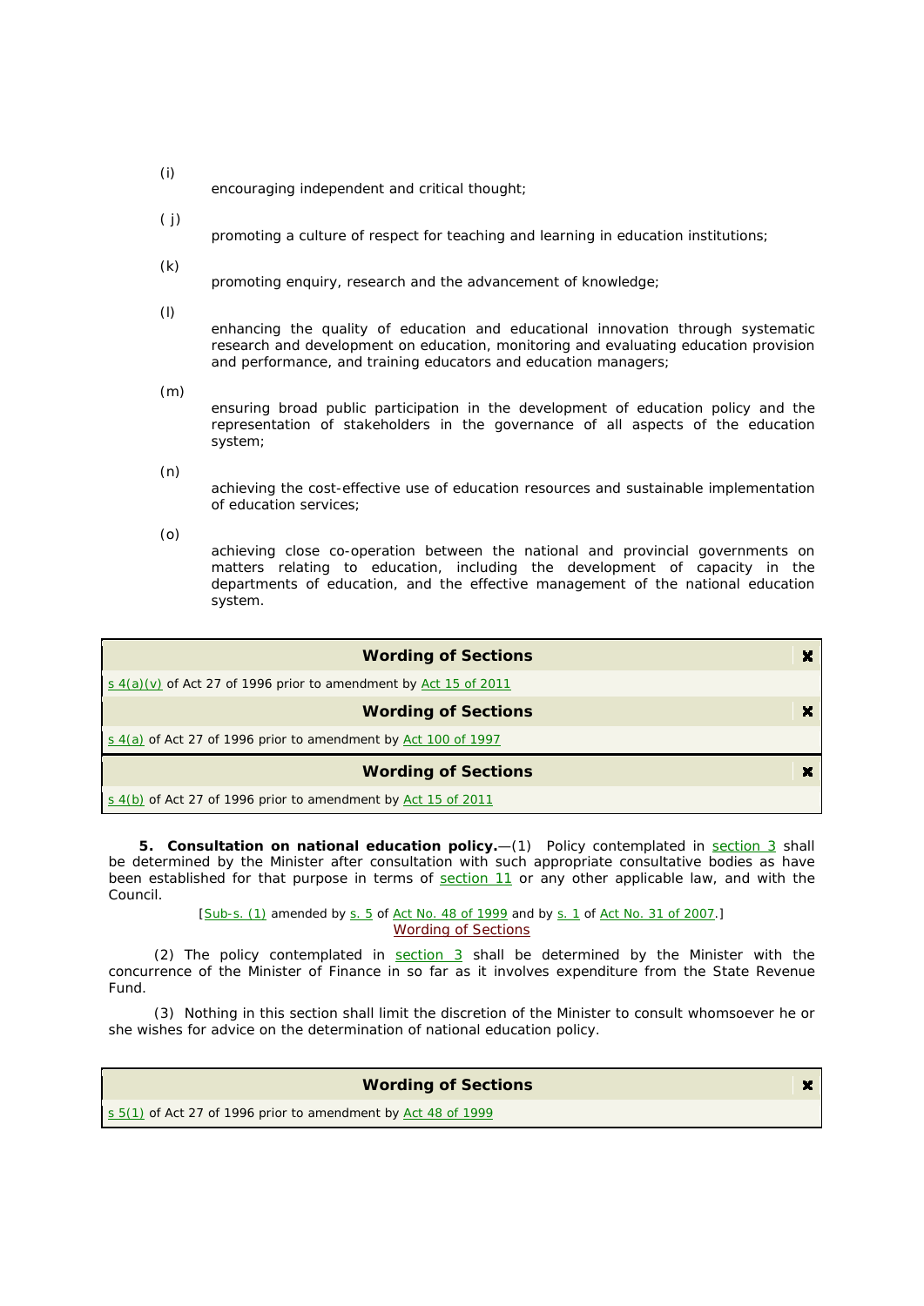(i) encouraging independent and critical thought;

( j) promoting a culture of respect for teaching and learning in education institutions;

(k) promoting enquiry, research and the advancement of knowledge;

(l) enhancing the quality of education and educational innovation through systematic research and development on education, monitoring and evaluating education provision and performance, and training educators and education managers;

(m) ensuring broad public participation in the development of education policy and the representation of stakeholders in the governance of all aspects of the education system;

(n) achieving the cost-effective use of education resources and sustainable implementation of education services;

(o) achieving close co-operation between the national and provincial governments on matters relating to education, including the development of capacity in the departments of education, and the effective management of the national education system.

| **Wording of Sections** |
|---|
| s 4(a)(v) of Act 27 of 1996 prior to amendment by Act 15 of 2011 |

| **Wording of Sections** |
|---|
| s 4(a) of Act 27 of 1996 prior to amendment by Act 100 of 1997 |

| **Wording of Sections** |
|---|
| s 4(b) of Act 27 of 1996 prior to amendment by Act 15 of 2011 |

**5. Consultation on national education policy.**—(1) Policy contemplated in section 3 shall be determined by the Minister after consultation with such appropriate consultative bodies as have been established for that purpose in terms of section 11 or any other applicable law, and with the Council.

[Sub-s. (1) amended by s. 5 of Act No. 48 of 1999 and by s. 1 of Act No. 31 of 2007.]
Wording of Sections

(2) The policy contemplated in section 3 shall be determined by the Minister with the concurrence of the Minister of Finance in so far as it involves expenditure from the State Revenue Fund.

(3) Nothing in this section shall limit the discretion of the Minister to consult whomsoever he or she wishes for advice on the determination of national education policy.

| **Wording of Sections** |
|---|
| s 5(1) of Act 27 of 1996 prior to amendment by Act 48 of 1999 |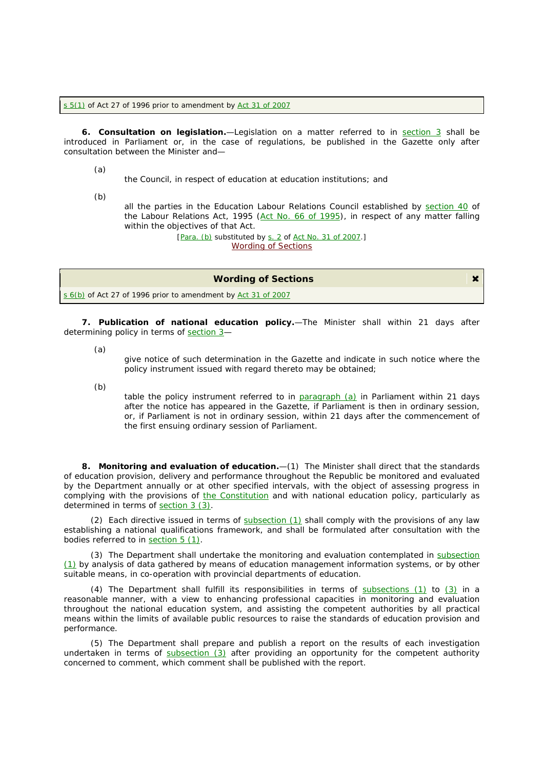s 5(1) of Act 27 of 1996 prior to amendment by Act 31 of 2007

**6. Consultation on legislation.**—Legislation on a matter referred to in section 3 shall be introduced in Parliament or, in the case of regulations, be published in the Gazette only after consultation between the Minister and—

(a) the Council, in respect of education at education institutions; and

(b) all the parties in the Education Labour Relations Council established by section 40 of the Labour Relations Act, 1995 (Act No. 66 of 1995), in respect of any matter falling within the objectives of that Act.

[Para. (b) substituted by s. 2 of Act No. 31 of 2007.]

Wording of Sections

**Wording of Sections**

s 6(b) of Act 27 of 1996 prior to amendment by Act 31 of 2007

**7. Publication of national education policy.**—The Minister shall within 21 days after determining policy in terms of section 3—

(a) give notice of such determination in the Gazette and indicate in such notice where the policy instrument issued with regard thereto may be obtained;

(b) table the policy instrument referred to in paragraph (a) in Parliament within 21 days after the notice has appeared in the Gazette, if Parliament is then in ordinary session, or, if Parliament is not in ordinary session, within 21 days after the commencement of the first ensuing ordinary session of Parliament.

**8. Monitoring and evaluation of education.**—(1) The Minister shall direct that the standards of education provision, delivery and performance throughout the Republic be monitored and evaluated by the Department annually or at other specified intervals, with the object of assessing progress in complying with the provisions of the Constitution and with national education policy, particularly as determined in terms of section 3 (3).

(2) Each directive issued in terms of subsection (1) shall comply with the provisions of any law establishing a national qualifications framework, and shall be formulated after consultation with the bodies referred to in section 5 (1).

(3) The Department shall undertake the monitoring and evaluation contemplated in subsection (1) by analysis of data gathered by means of education management information systems, or by other suitable means, in co-operation with provincial departments of education.

(4) The Department shall fulfill its responsibilities in terms of subsections (1) to (3) in a reasonable manner, with a view to enhancing professional capacities in monitoring and evaluation throughout the national education system, and assisting the competent authorities by all practical means within the limits of available public resources to raise the standards of education provision and performance.

(5) The Department shall prepare and publish a report on the results of each investigation undertaken in terms of subsection (3) after providing an opportunity for the competent authority concerned to comment, which comment shall be published with the report.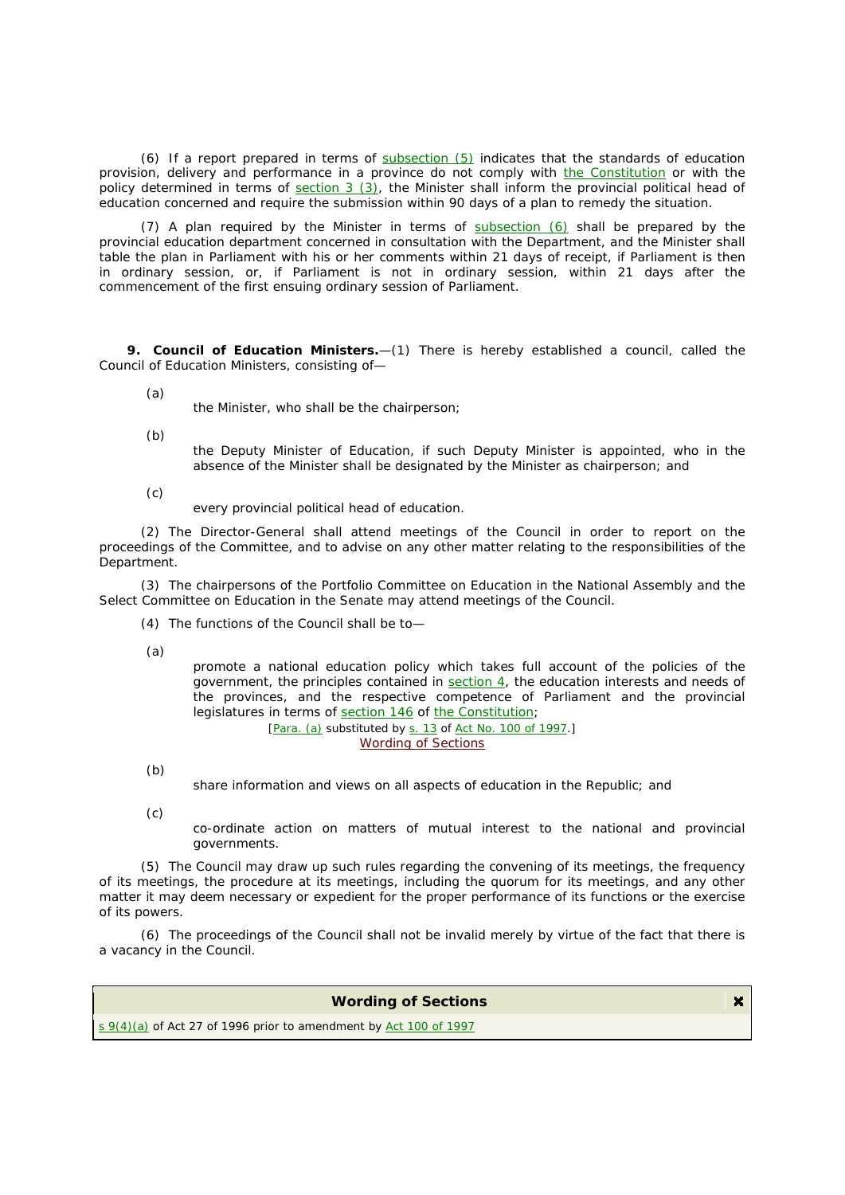(6) If a report prepared in terms of subsection (5) indicates that the standards of education provision, delivery and performance in a province do not comply with the Constitution or with the policy determined in terms of section 3 (3), the Minister shall inform the provincial political head of education concerned and require the submission within 90 days of a plan to remedy the situation.

(7) A plan required by the Minister in terms of subsection (6) shall be prepared by the provincial education department concerned in consultation with the Department, and the Minister shall table the plan in Parliament with his or her comments within 21 days of receipt, if Parliament is then in ordinary session, or, if Parliament is not in ordinary session, within 21 days after the commencement of the first ensuing ordinary session of Parliament.

**9. Council of Education Ministers.**—(1) There is hereby established a council, called the Council of Education Ministers, consisting of—

(a) the Minister, who shall be the chairperson;

(b) the Deputy Minister of Education, if such Deputy Minister is appointed, who in the absence of the Minister shall be designated by the Minister as chairperson; and

(c) every provincial political head of education.

(2) The Director-General shall attend meetings of the Council in order to report on the proceedings of the Committee, and to advise on any other matter relating to the responsibilities of the Department.

(3) The chairpersons of the Portfolio Committee on Education in the National Assembly and the Select Committee on Education in the Senate may attend meetings of the Council.

(4) The functions of the Council shall be to—

(a) promote a national education policy which takes full account of the policies of the government, the principles contained in section 4, the education interests and needs of the provinces, and the respective competence of Parliament and the provincial legislatures in terms of section 146 of the Constitution;

[Para. (a) substituted by s. 13 of Act No. 100 of 1997.]

Wording of Sections

(b) share information and views on all aspects of education in the Republic; and

(c) co-ordinate action on matters of mutual interest to the national and provincial governments.

(5) The Council may draw up such rules regarding the convening of its meetings, the frequency of its meetings, the procedure at its meetings, including the quorum for its meetings, and any other matter it may deem necessary or expedient for the proper performance of its functions or the exercise of its powers.

(6) The proceedings of the Council shall not be invalid merely by virtue of the fact that there is a vacancy in the Council.

**Wording of Sections**

s 9(4)(a) of Act 27 of 1996 prior to amendment by Act 100 of 1997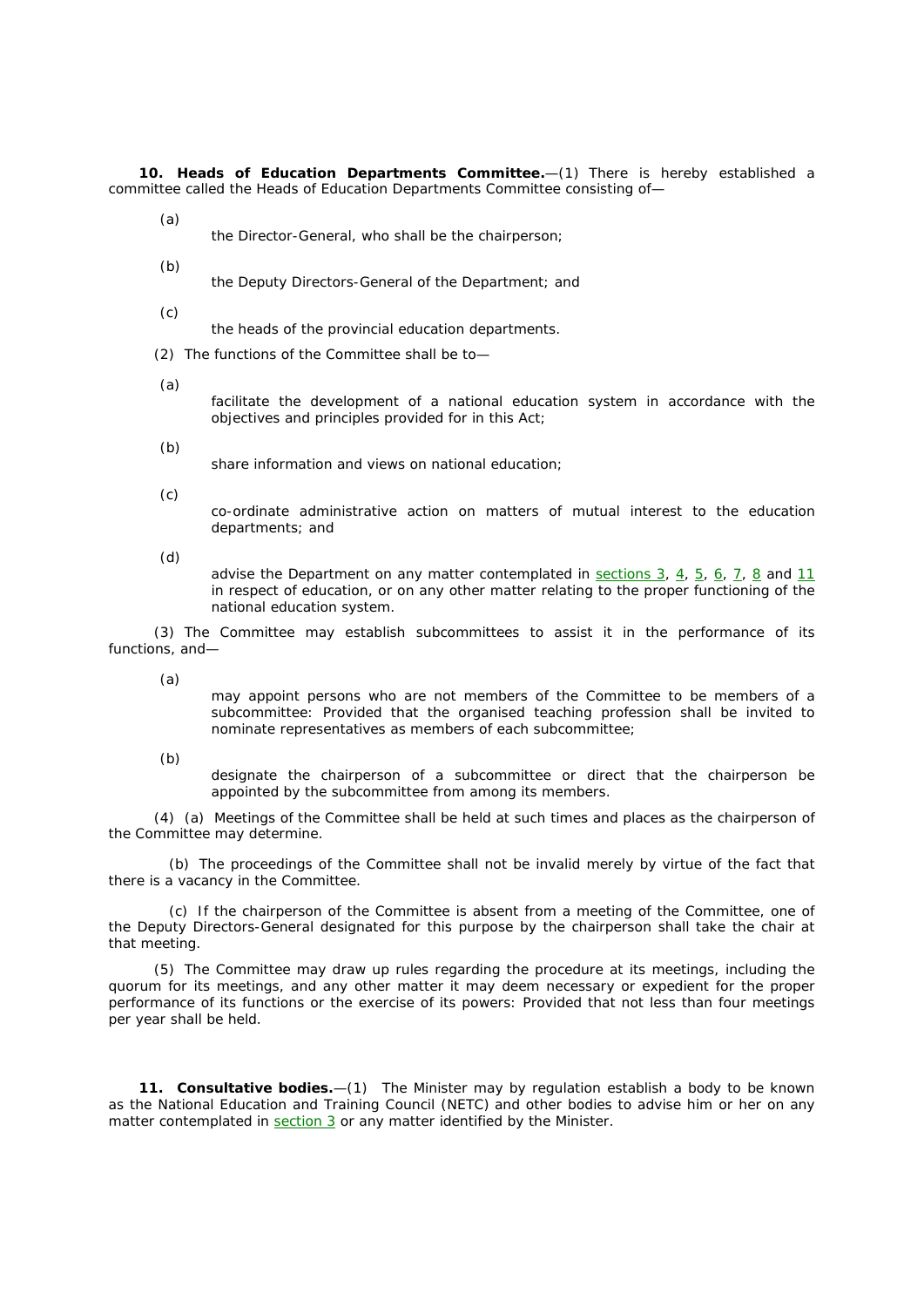**10. Heads of Education Departments Committee.**—(1) There is hereby established a committee called the Heads of Education Departments Committee consisting of—

(a) the Director-General, who shall be the chairperson;

(b) the Deputy Directors-General of the Department; and

(c) the heads of the provincial education departments.

(2) The functions of the Committee shall be to—

(a) facilitate the development of a national education system in accordance with the objectives and principles provided for in this Act;

(b) share information and views on national education;

(c) co-ordinate administrative action on matters of mutual interest to the education departments; and

(d) advise the Department on any matter contemplated in sections 3, 4, 5, 6, 7, 8 and 11 in respect of education, or on any other matter relating to the proper functioning of the national education system.

(3) The Committee may establish subcommittees to assist it in the performance of its functions, and—

(a) may appoint persons who are not members of the Committee to be members of a subcommittee: Provided that the organised teaching profession shall be invited to nominate representatives as members of each subcommittee;

(b) designate the chairperson of a subcommittee or direct that the chairperson be appointed by the subcommittee from among its members.

(4) (a) Meetings of the Committee shall be held at such times and places as the chairperson of the Committee may determine.

(b) The proceedings of the Committee shall not be invalid merely by virtue of the fact that there is a vacancy in the Committee.

(c) If the chairperson of the Committee is absent from a meeting of the Committee, one of the Deputy Directors-General designated for this purpose by the chairperson shall take the chair at that meeting.

(5) The Committee may draw up rules regarding the procedure at its meetings, including the quorum for its meetings, and any other matter it may deem necessary or expedient for the proper performance of its functions or the exercise of its powers: Provided that not less than four meetings per year shall be held.

**11. Consultative bodies.**—(1) The Minister may by regulation establish a body to be known as the National Education and Training Council (NETC) and other bodies to advise him or her on any matter contemplated in section 3 or any matter identified by the Minister.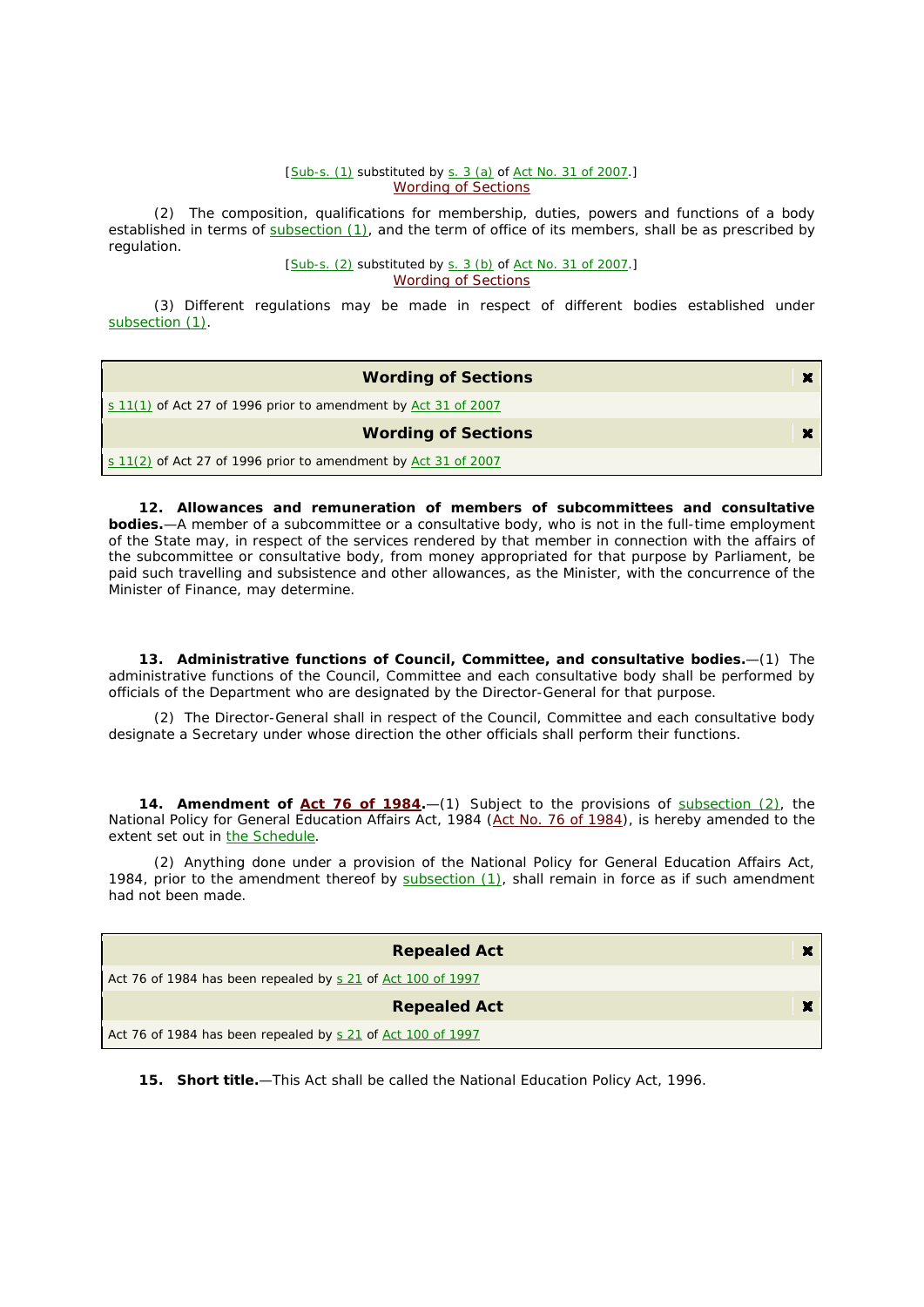[Sub-s. (1) substituted by s. 3 (a) of Act No. 31 of 2007.]
Wording of Sections

(2) The composition, qualifications for membership, duties, powers and functions of a body established in terms of subsection (1), and the term of office of its members, shall be as prescribed by regulation.

[Sub-s. (2) substituted by s. 3 (b) of Act No. 31 of 2007.]
Wording of Sections

(3) Different regulations may be made in respect of different bodies established under subsection (1).

| Wording of Sections |
|---|
| s 11(1) of Act 27 of 1996 prior to amendment by Act 31 of 2007 |

| Wording of Sections |
|---|
| s 11(2) of Act 27 of 1996 prior to amendment by Act 31 of 2007 |

**12. Allowances and remuneration of members of subcommittees and consultative bodies.**—A member of a subcommittee or a consultative body, who is not in the full-time employment of the State may, in respect of the services rendered by that member in connection with the affairs of the subcommittee or consultative body, from money appropriated for that purpose by Parliament, be paid such travelling and subsistence and other allowances, as the Minister, with the concurrence of the Minister of Finance, may determine.

**13. Administrative functions of Council, Committee, and consultative bodies.**—(1) The administrative functions of the Council, Committee and each consultative body shall be performed by officials of the Department who are designated by the Director-General for that purpose.

(2) The Director-General shall in respect of the Council, Committee and each consultative body designate a Secretary under whose direction the other officials shall perform their functions.

**14. Amendment of Act 76 of 1984.**—(1) Subject to the provisions of subsection (2), the National Policy for General Education Affairs Act, 1984 (Act No. 76 of 1984), is hereby amended to the extent set out in the Schedule.

(2) Anything done under a provision of the National Policy for General Education Affairs Act, 1984, prior to the amendment thereof by subsection (1), shall remain in force as if such amendment had not been made.

| Repealed Act |
|---|
| Act 76 of 1984 has been repealed by s 21 of Act 100 of 1997 |

| Repealed Act |
|---|
| Act 76 of 1984 has been repealed by s 21 of Act 100 of 1997 |

**15. Short title.**—This Act shall be called the National Education Policy Act, 1996.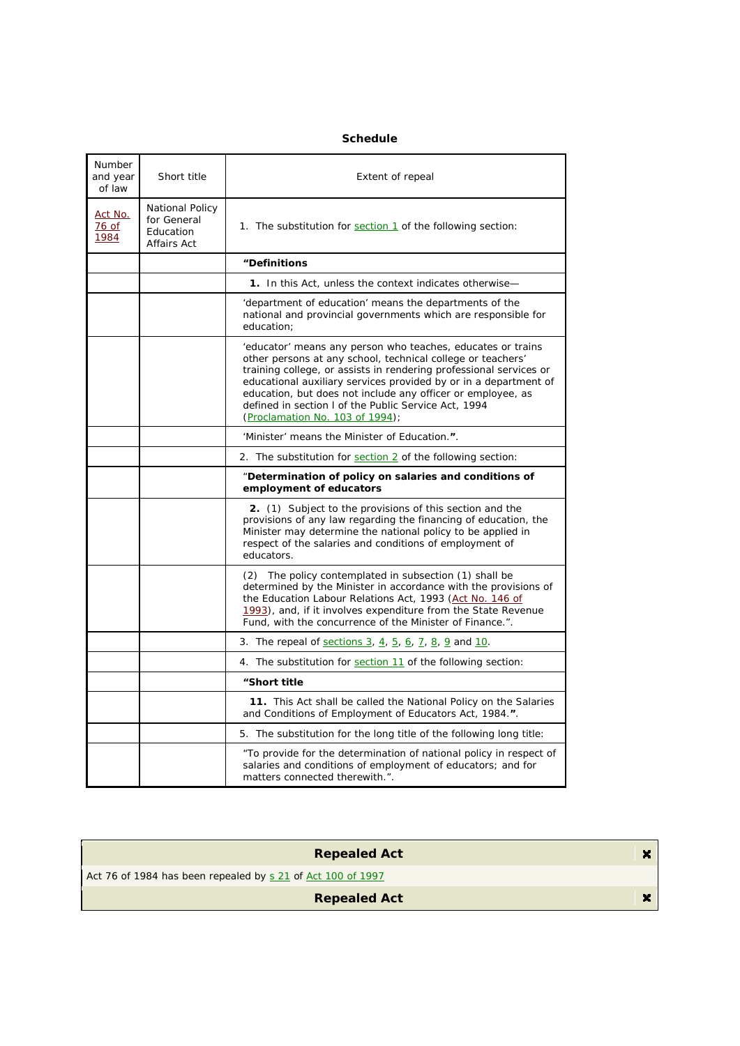**Schedule**

| Number and year of law | Short title | Extent of repeal |
| --- | --- | --- |
| Act No. 76 of 1984 | National Policy for General Education Affairs Act | 1. The substitution for section 1 of the following section: |
| | | **"Definitions** |
| | | **1.** In this Act, unless the context indicates otherwise— |
| | | 'department of education' means the departments of the national and provincial governments which are responsible for education; |
| | | 'educator' means any person who teaches, educates or trains other persons at any school, technical college or teachers' training college, or assists in rendering professional services or educational auxiliary services provided by or in a department of education, but does not include any officer or employee, as defined in section l of the Public Service Act, 1994 (Proclamation No. 103 of 1994); |
| | | 'Minister' means the Minister of Education.**"**. |
| | | 2. The substitution for section 2 of the following section: |
| | | "**Determination of policy on salaries and conditions of employment of educators** |
| | | **2.** (1) Subject to the provisions of this section and the provisions of any law regarding the financing of education, the Minister may determine the national policy to be applied in respect of the salaries and conditions of employment of educators. |
| | | (2) The policy contemplated in subsection (1) shall be determined by the Minister in accordance with the provisions of the Education Labour Relations Act, 1993 (Act No. 146 of 1993), and, if it involves expenditure from the State Revenue Fund, with the concurrence of the Minister of Finance.". |
| | | 3. The repeal of sections 3, 4, 5, 6, 7, 8, 9 and 10. |
| | | 4. The substitution for section 11 of the following section: |
| | | **"Short title** |
| | | **11.** This Act shall be called the National Policy on the Salaries and Conditions of Employment of Educators Act, 1984.**"**. |
| | | 5. The substitution for the long title of the following long title: |
| | | "To provide for the determination of national policy in respect of salaries and conditions of employment of educators; and for matters connected therewith.". |

**Repealed Act**

Act 76 of 1984 has been repealed by s 21 of Act 100 of 1997

**Repealed Act**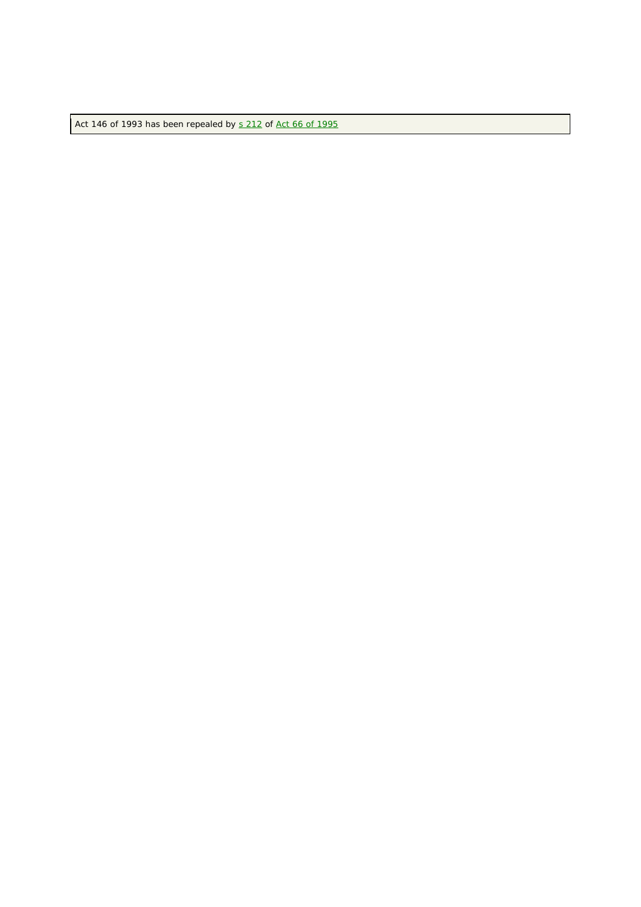Act 146 of 1993 has been repealed by s 212 of Act 66 of 1995